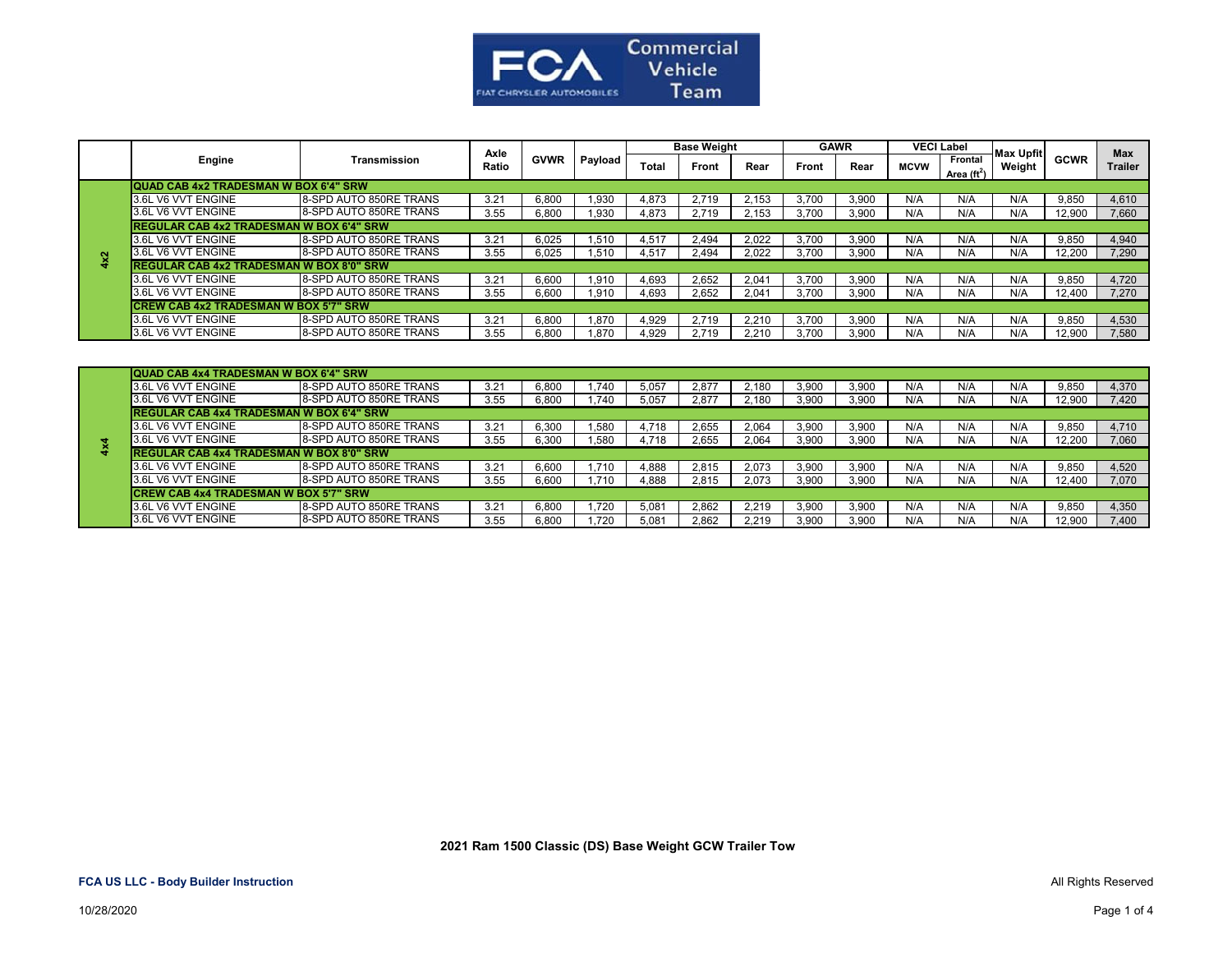Commercial Vehicle Team

|  | Engine | Transmission | Axle Ratio | GVWR | Payload | Base Weight |  |  | GAWR |  | VECI Label |  | Max Upfit Weight | GCWR | Max Trailer |
|---|---|---|---|---|---|---|---|---|---|---|---|---|---|---|---|
|  |  |  |  |  |  | Total | Front | Rear | Front | Rear | MCVW | Frontal Area (ft$^2$) |  |  |  |
| 4x2 | **QUAD CAB 4x2 TRADESMAN W BOX 6'4" SRW** |  |  |  |  |  |  |  |  |  |  |  |  |  |  |
|  | 3.6L V6 VVT ENGINE | 8-SPD AUTO 850RE TRANS | 3.21 | 6,800 | 1,930 | 4,873 | 2,719 | 2,153 | 3,700 | 3,900 | N/A | N/A | N/A | 9,850 | 4,610 |
|  | 3.6L V6 VVT ENGINE | 8-SPD AUTO 850RE TRANS | 3.55 | 6,800 | 1,930 | 4,873 | 2,719 | 2,153 | 3,700 | 3,900 | N/A | N/A | N/A | 12,900 | 7,660 |
|  | **REGULAR CAB 4x2 TRADESMAN W BOX 6'4" SRW** |  |  |  |  |  |  |  |  |  |  |  |  |  |  |
|  | 3.6L V6 VVT ENGINE | 8-SPD AUTO 850RE TRANS | 3.21 | 6,025 | 1,510 | 4,517 | 2,494 | 2,022 | 3,700 | 3,900 | N/A | N/A | N/A | 9,850 | 4,940 |
|  | 3.6L V6 VVT ENGINE | 8-SPD AUTO 850RE TRANS | 3.55 | 6,025 | 1,510 | 4,517 | 2,494 | 2,022 | 3,700 | 3,900 | N/A | N/A | N/A | 12,200 | 7,290 |
|  | **REGULAR CAB 4x2 TRADESMAN W BOX 8'0" SRW** |  |  |  |  |  |  |  |  |  |  |  |  |  |  |
|  | 3.6L V6 VVT ENGINE | 8-SPD AUTO 850RE TRANS | 3.21 | 6,600 | 1,910 | 4,693 | 2,652 | 2,041 | 3,700 | 3,900 | N/A | N/A | N/A | 9,850 | 4,720 |
|  | 3.6L V6 VVT ENGINE | 8-SPD AUTO 850RE TRANS | 3.55 | 6,600 | 1,910 | 4,693 | 2,652 | 2,041 | 3,700 | 3,900 | N/A | N/A | N/A | 12,400 | 7,270 |
|  | **CREW CAB 4x2 TRADESMAN W BOX 5'7" SRW** |  |  |  |  |  |  |  |  |  |  |  |  |  |  |
|  | 3.6L V6 VVT ENGINE | 8-SPD AUTO 850RE TRANS | 3.21 | 6,800 | 1,870 | 4,929 | 2,719 | 2,210 | 3,700 | 3,900 | N/A | N/A | N/A | 9,850 | 4,530 |
|  | 3.6L V6 VVT ENGINE | 8-SPD AUTO 850RE TRANS | 3.55 | 6,800 | 1,870 | 4,929 | 2,719 | 2,210 | 3,700 | 3,900 | N/A | N/A | N/A | 12,900 | 7,580 |

|  |  |  |  |  |  |  |  |  |  |  |  |  |  |  |  |
|---|---|---|---|---|---|---|---|---|---|---|---|---|---|---|---|
| 4x4 | **QUAD CAB 4x4 TRADESMAN W BOX 6'4" SRW** |  |  |  |  |  |  |  |  |  |  |  |  |  |  |
|  | 3.6L V6 VVT ENGINE | 8-SPD AUTO 850RE TRANS | 3.21 | 6,800 | 1,740 | 5,057 | 2,877 | 2,180 | 3,900 | 3,900 | N/A | N/A | N/A | 9,850 | 4,370 |
|  | 3.6L V6 VVT ENGINE | 8-SPD AUTO 850RE TRANS | 3.55 | 6,800 | 1,740 | 5,057 | 2,877 | 2,180 | 3,900 | 3,900 | N/A | N/A | N/A | 12,900 | 7,420 |
|  | **REGULAR CAB 4x4 TRADESMAN W BOX 6'4" SRW** |  |  |  |  |  |  |  |  |  |  |  |  |  |  |
|  | 3.6L V6 VVT ENGINE | 8-SPD AUTO 850RE TRANS | 3.21 | 6,300 | 1,580 | 4,718 | 2,655 | 2,064 | 3,900 | 3,900 | N/A | N/A | N/A | 9,850 | 4,710 |
|  | 3.6L V6 VVT ENGINE | 8-SPD AUTO 850RE TRANS | 3.55 | 6,300 | 1,580 | 4,718 | 2,655 | 2,064 | 3,900 | 3,900 | N/A | N/A | N/A | 12,200 | 7,060 |
|  | **REGULAR CAB 4x4 TRADESMAN W BOX 8'0" SRW** |  |  |  |  |  |  |  |  |  |  |  |  |  |  |
|  | 3.6L V6 VVT ENGINE | 8-SPD AUTO 850RE TRANS | 3.21 | 6,600 | 1,710 | 4,888 | 2,815 | 2,073 | 3,900 | 3,900 | N/A | N/A | N/A | 9,850 | 4,520 |
|  | 3.6L V6 VVT ENGINE | 8-SPD AUTO 850RE TRANS | 3.55 | 6,600 | 1,710 | 4,888 | 2,815 | 2,073 | 3,900 | 3,900 | N/A | N/A | N/A | 12,400 | 7,070 |
|  | **CREW CAB 4x4 TRADESMAN W BOX 5'7" SRW** |  |  |  |  |  |  |  |  |  |  |  |  |  |  |
|  | 3.6L V6 VVT ENGINE | 8-SPD AUTO 850RE TRANS | 3.21 | 6,800 | 1,720 | 5,081 | 2,862 | 2,219 | 3,900 | 3,900 | N/A | N/A | N/A | 9,850 | 4,350 |
|  | 3.6L V6 VVT ENGINE | 8-SPD AUTO 850RE TRANS | 3.55 | 6,800 | 1,720 | 5,081 | 2,862 | 2,219 | 3,900 | 3,900 | N/A | N/A | N/A | 12,900 | 7,400 |

**2021 Ram 1500 Classic (DS) Base Weight GCW Trailer Tow**

**FCA US LLC - Body Builder Instruction**

All Rights Reserved

10/28/2020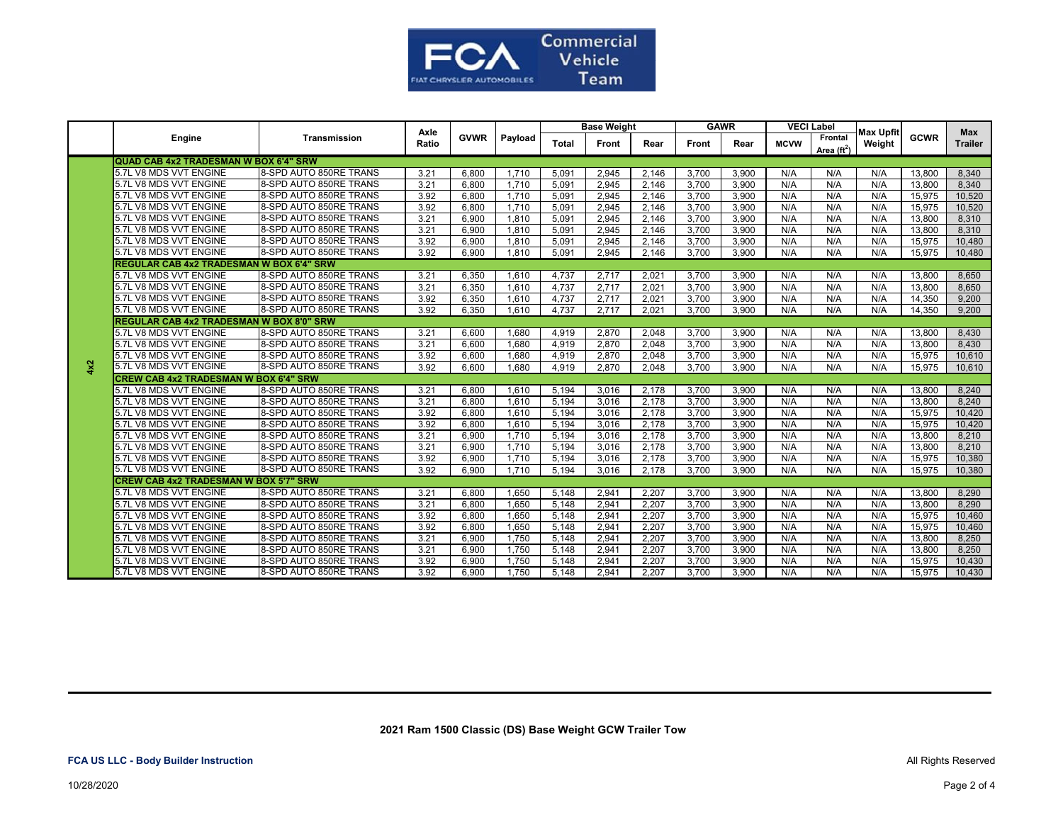| | Engine | Transmission | Axle Ratio | GVWR | Payload | Base Weight | | | GAWR | | VECI Label | | Max Upfit Weight | GCWR | Max Trailer |
|---|---|---|---|---|---|---|---|---|---|---|---|---|---|---|---|
| | | | | | | Total | Front | Rear | Front | Rear | MCVW | Frontal Area ($ft^2$) | | | |
| 4x2 | **QUAD CAB 4x2 TRADESMAN W BOX 6'4" SRW** | | | | | | | | | | | | | | |
| | 5.7L V8 MDS VVT ENGINE | 8-SPD AUTO 850RE TRANS | 3.21 | 6,800 | 1,710 | 5,091 | 2,945 | 2,146 | 3,700 | 3,900 | N/A | N/A | N/A | 13,800 | 8,340 |
| | 5.7L V8 MDS VVT ENGINE | 8-SPD AUTO 850RE TRANS | 3.21 | 6,800 | 1,710 | 5,091 | 2,945 | 2,146 | 3,700 | 3,900 | N/A | N/A | N/A | 13,800 | 8,340 |
| | 5.7L V8 MDS VVT ENGINE | 8-SPD AUTO 850RE TRANS | 3.92 | 6,800 | 1,710 | 5,091 | 2,945 | 2,146 | 3,700 | 3,900 | N/A | N/A | N/A | 15,975 | 10,520 |
| | 5.7L V8 MDS VVT ENGINE | 8-SPD AUTO 850RE TRANS | 3.92 | 6,800 | 1,710 | 5,091 | 2,945 | 2,146 | 3,700 | 3,900 | N/A | N/A | N/A | 15,975 | 10,520 |
| | 5.7L V8 MDS VVT ENGINE | 8-SPD AUTO 850RE TRANS | 3.21 | 6,900 | 1,810 | 5,091 | 2,945 | 2,146 | 3,700 | 3,900 | N/A | N/A | N/A | 13,800 | 8,310 |
| | 5.7L V8 MDS VVT ENGINE | 8-SPD AUTO 850RE TRANS | 3.21 | 6,900 | 1,810 | 5,091 | 2,945 | 2,146 | 3,700 | 3,900 | N/A | N/A | N/A | 13,800 | 8,310 |
| | 5.7L V8 MDS VVT ENGINE | 8-SPD AUTO 850RE TRANS | 3.92 | 6,900 | 1,810 | 5,091 | 2,945 | 2,146 | 3,700 | 3,900 | N/A | N/A | N/A | 15,975 | 10,480 |
| | 5.7L V8 MDS VVT ENGINE | 8-SPD AUTO 850RE TRANS | 3.92 | 6,900 | 1,810 | 5,091 | 2,945 | 2,146 | 3,700 | 3,900 | N/A | N/A | N/A | 15,975 | 10,480 |
| | **REGULAR CAB 4x2 TRADESMAN W BOX 6'4" SRW** | | | | | | | | | | | | | | |
| | 5.7L V8 MDS VVT ENGINE | 8-SPD AUTO 850RE TRANS | 3.21 | 6,350 | 1,610 | 4,737 | 2,717 | 2,021 | 3,700 | 3,900 | N/A | N/A | N/A | 13,800 | 8,650 |
| | 5.7L V8 MDS VVT ENGINE | 8-SPD AUTO 850RE TRANS | 3.21 | 6,350 | 1,610 | 4,737 | 2,717 | 2,021 | 3,700 | 3,900 | N/A | N/A | N/A | 13,800 | 8,650 |
| | 5.7L V8 MDS VVT ENGINE | 8-SPD AUTO 850RE TRANS | 3.92 | 6,350 | 1,610 | 4,737 | 2,717 | 2,021 | 3,700 | 3,900 | N/A | N/A | N/A | 14,350 | 9,200 |
| | 5.7L V8 MDS VVT ENGINE | 8-SPD AUTO 850RE TRANS | 3.92 | 6,350 | 1,610 | 4,737 | 2,717 | 2,021 | 3,700 | 3,900 | N/A | N/A | N/A | 14,350 | 9,200 |
| | **REGULAR CAB 4x2 TRADESMAN W BOX 8'0" SRW** | | | | | | | | | | | | | | |
| | 5.7L V8 MDS VVT ENGINE | 8-SPD AUTO 850RE TRANS | 3.21 | 6,600 | 1,680 | 4,919 | 2,870 | 2,048 | 3,700 | 3,900 | N/A | N/A | N/A | 13,800 | 8,430 |
| | 5.7L V8 MDS VVT ENGINE | 8-SPD AUTO 850RE TRANS | 3.21 | 6,600 | 1,680 | 4,919 | 2,870 | 2,048 | 3,700 | 3,900 | N/A | N/A | N/A | 13,800 | 8,430 |
| | 5.7L V8 MDS VVT ENGINE | 8-SPD AUTO 850RE TRANS | 3.92 | 6,600 | 1,680 | 4,919 | 2,870 | 2,048 | 3,700 | 3,900 | N/A | N/A | N/A | 15,975 | 10,610 |
| | 5.7L V8 MDS VVT ENGINE | 8-SPD AUTO 850RE TRANS | 3.92 | 6,600 | 1,680 | 4,919 | 2,870 | 2,048 | 3,700 | 3,900 | N/A | N/A | N/A | 15,975 | 10,610 |
| | **CREW CAB 4x2 TRADESMAN W BOX 6'4" SRW** | | | | | | | | | | | | | | |
| | 5.7L V8 MDS VVT ENGINE | 8-SPD AUTO 850RE TRANS | 3.21 | 6,800 | 1,610 | 5,194 | 3,016 | 2,178 | 3,700 | 3,900 | N/A | N/A | N/A | 13,800 | 8,240 |
| | 5.7L V8 MDS VVT ENGINE | 8-SPD AUTO 850RE TRANS | 3.21 | 6,800 | 1,610 | 5,194 | 3,016 | 2,178 | 3,700 | 3,900 | N/A | N/A | N/A | 13,800 | 8,240 |
| | 5.7L V8 MDS VVT ENGINE | 8-SPD AUTO 850RE TRANS | 3.92 | 6,800 | 1,610 | 5,194 | 3,016 | 2,178 | 3,700 | 3,900 | N/A | N/A | N/A | 15,975 | 10,420 |
| | 5.7L V8 MDS VVT ENGINE | 8-SPD AUTO 850RE TRANS | 3.92 | 6,800 | 1,610 | 5,194 | 3,016 | 2,178 | 3,700 | 3,900 | N/A | N/A | N/A | 15,975 | 10,420 |
| | 5.7L V8 MDS VVT ENGINE | 8-SPD AUTO 850RE TRANS | 3.21 | 6,900 | 1,710 | 5,194 | 3,016 | 2,178 | 3,700 | 3,900 | N/A | N/A | N/A | 13,800 | 8,210 |
| | 5.7L V8 MDS VVT ENGINE | 8-SPD AUTO 850RE TRANS | 3.21 | 6,900 | 1,710 | 5,194 | 3,016 | 2,178 | 3,700 | 3,900 | N/A | N/A | N/A | 13,800 | 8,210 |
| | 5.7L V8 MDS VVT ENGINE | 8-SPD AUTO 850RE TRANS | 3.92 | 6,900 | 1,710 | 5,194 | 3,016 | 2,178 | 3,700 | 3,900 | N/A | N/A | N/A | 15,975 | 10,380 |
| | 5.7L V8 MDS VVT ENGINE | 8-SPD AUTO 850RE TRANS | 3.92 | 6,900 | 1,710 | 5,194 | 3,016 | 2,178 | 3,700 | 3,900 | N/A | N/A | N/A | 15,975 | 10,380 |
| | **CREW CAB 4x2 TRADESMAN W BOX 5'7" SRW** | | | | | | | | | | | | | | |
| | 5.7L V8 MDS VVT ENGINE | 8-SPD AUTO 850RE TRANS | 3.21 | 6,800 | 1,650 | 5,148 | 2,941 | 2,207 | 3,700 | 3,900 | N/A | N/A | N/A | 13,800 | 8,290 |
| | 5.7L V8 MDS VVT ENGINE | 8-SPD AUTO 850RE TRANS | 3.21 | 6,800 | 1,650 | 5,148 | 2,941 | 2,207 | 3,700 | 3,900 | N/A | N/A | N/A | 13,800 | 8,290 |
| | 5.7L V8 MDS VVT ENGINE | 8-SPD AUTO 850RE TRANS | 3.92 | 6,800 | 1,650 | 5,148 | 2,941 | 2,207 | 3,700 | 3,900 | N/A | N/A | N/A | 15,975 | 10,460 |
| | 5.7L V8 MDS VVT ENGINE | 8-SPD AUTO 850RE TRANS | 3.92 | 6,800 | 1,650 | 5,148 | 2,941 | 2,207 | 3,700 | 3,900 | N/A | N/A | N/A | 15,975 | 10,460 |
| | 5.7L V8 MDS VVT ENGINE | 8-SPD AUTO 850RE TRANS | 3.21 | 6,900 | 1,750 | 5,148 | 2,941 | 2,207 | 3,700 | 3,900 | N/A | N/A | N/A | 13,800 | 8,250 |
| | 5.7L V8 MDS VVT ENGINE | 8-SPD AUTO 850RE TRANS | 3.21 | 6,900 | 1,750 | 5,148 | 2,941 | 2,207 | 3,700 | 3,900 | N/A | N/A | N/A | 13,800 | 8,250 |
| | 5.7L V8 MDS VVT ENGINE | 8-SPD AUTO 850RE TRANS | 3.92 | 6,900 | 1,750 | 5,148 | 2,941 | 2,207 | 3,700 | 3,900 | N/A | N/A | N/A | 15,975 | 10,430 |
| | 5.7L V8 MDS VVT ENGINE | 8-SPD AUTO 850RE TRANS | 3.92 | 6,900 | 1,750 | 5,148 | 2,941 | 2,207 | 3,700 | 3,900 | N/A | N/A | N/A | 15,975 | 10,430 |

**2021 Ram 1500 Classic (DS) Base Weight GCW Trailer Tow**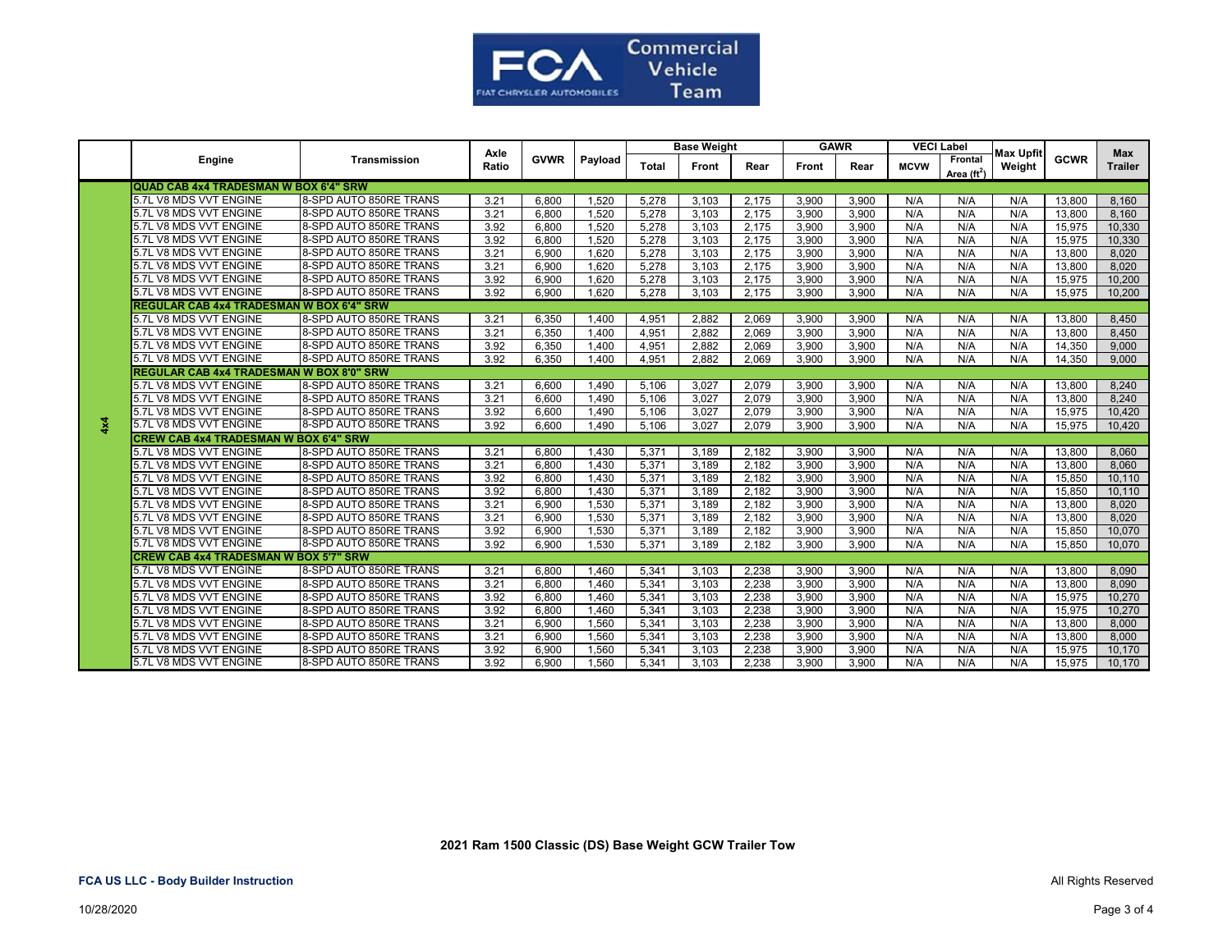| | Engine | Transmission | Axle Ratio | GVWR | Payload | Base Weight | | | GAWR | | VECI Label | | Max Upfit Weight | GCWR | Max Trailer |
|---|---|---|---|---|---|---|---|---|---|---|---|---|---|---|---|
| | | | | | | Total | Front | Rear | Front | Rear | MCVW | Frontal Area ($ft^2$) | | | |
| 4x4 | **QUAD CAB 4x4 TRADESMAN W BOX 6'4" SRW** | | | | | | | | | | | | | | |
| | 5.7L V8 MDS VVT ENGINE | 8-SPD AUTO 850RE TRANS | 3.21 | 6,800 | 1,520 | 5,278 | 3,103 | 2,175 | 3,900 | 3,900 | N/A | N/A | N/A | 13,800 | 8,160 |
| | 5.7L V8 MDS VVT ENGINE | 8-SPD AUTO 850RE TRANS | 3.21 | 6,800 | 1,520 | 5,278 | 3,103 | 2,175 | 3,900 | 3,900 | N/A | N/A | N/A | 13,800 | 8,160 |
| | 5.7L V8 MDS VVT ENGINE | 8-SPD AUTO 850RE TRANS | 3.92 | 6,800 | 1,520 | 5,278 | 3,103 | 2,175 | 3,900 | 3,900 | N/A | N/A | N/A | 15,975 | 10,330 |
| | 5.7L V8 MDS VVT ENGINE | 8-SPD AUTO 850RE TRANS | 3.92 | 6,800 | 1,520 | 5,278 | 3,103 | 2,175 | 3,900 | 3,900 | N/A | N/A | N/A | 15,975 | 10,330 |
| | 5.7L V8 MDS VVT ENGINE | 8-SPD AUTO 850RE TRANS | 3.21 | 6,900 | 1,620 | 5,278 | 3,103 | 2,175 | 3,900 | 3,900 | N/A | N/A | N/A | 13,800 | 8,020 |
| | 5.7L V8 MDS VVT ENGINE | 8-SPD AUTO 850RE TRANS | 3.21 | 6,900 | 1,620 | 5,278 | 3,103 | 2,175 | 3,900 | 3,900 | N/A | N/A | N/A | 13,800 | 8,020 |
| | 5.7L V8 MDS VVT ENGINE | 8-SPD AUTO 850RE TRANS | 3.92 | 6,900 | 1,620 | 5,278 | 3,103 | 2,175 | 3,900 | 3,900 | N/A | N/A | N/A | 15,975 | 10,200 |
| | 5.7L V8 MDS VVT ENGINE | 8-SPD AUTO 850RE TRANS | 3.92 | 6,900 | 1,620 | 5,278 | 3,103 | 2,175 | 3,900 | 3,900 | N/A | N/A | N/A | 15,975 | 10,200 |
| | **REGULAR CAB 4x4 TRADESMAN W BOX 6'4" SRW** | | | | | | | | | | | | | | |
| | 5.7L V8 MDS VVT ENGINE | 8-SPD AUTO 850RE TRANS | 3.21 | 6,350 | 1,400 | 4,951 | 2,882 | 2,069 | 3,900 | 3,900 | N/A | N/A | N/A | 13,800 | 8,450 |
| | 5.7L V8 MDS VVT ENGINE | 8-SPD AUTO 850RE TRANS | 3.21 | 6,350 | 1,400 | 4,951 | 2,882 | 2,069 | 3,900 | 3,900 | N/A | N/A | N/A | 13,800 | 8,450 |
| | 5.7L V8 MDS VVT ENGINE | 8-SPD AUTO 850RE TRANS | 3.92 | 6,350 | 1,400 | 4,951 | 2,882 | 2,069 | 3,900 | 3,900 | N/A | N/A | N/A | 14,350 | 9,000 |
| | 5.7L V8 MDS VVT ENGINE | 8-SPD AUTO 850RE TRANS | 3.92 | 6,350 | 1,400 | 4,951 | 2,882 | 2,069 | 3,900 | 3,900 | N/A | N/A | N/A | 14,350 | 9,000 |
| | **REGULAR CAB 4x4 TRADESMAN W BOX 8'0" SRW** | | | | | | | | | | | | | | |
| | 5.7L V8 MDS VVT ENGINE | 8-SPD AUTO 850RE TRANS | 3.21 | 6,600 | 1,490 | 5,106 | 3,027 | 2,079 | 3,900 | 3,900 | N/A | N/A | N/A | 13,800 | 8,240 |
| | 5.7L V8 MDS VVT ENGINE | 8-SPD AUTO 850RE TRANS | 3.21 | 6,600 | 1,490 | 5,106 | 3,027 | 2,079 | 3,900 | 3,900 | N/A | N/A | N/A | 13,800 | 8,240 |
| | 5.7L V8 MDS VVT ENGINE | 8-SPD AUTO 850RE TRANS | 3.92 | 6,600 | 1,490 | 5,106 | 3,027 | 2,079 | 3,900 | 3,900 | N/A | N/A | N/A | 15,975 | 10,420 |
| | 5.7L V8 MDS VVT ENGINE | 8-SPD AUTO 850RE TRANS | 3.92 | 6,600 | 1,490 | 5,106 | 3,027 | 2,079 | 3,900 | 3,900 | N/A | N/A | N/A | 15,975 | 10,420 |
| | **CREW CAB 4x4 TRADESMAN W BOX 6'4" SRW** | | | | | | | | | | | | | | |
| | 5.7L V8 MDS VVT ENGINE | 8-SPD AUTO 850RE TRANS | 3.21 | 6,800 | 1,430 | 5,371 | 3,189 | 2,182 | 3,900 | 3,900 | N/A | N/A | N/A | 13,800 | 8,060 |
| | 5.7L V8 MDS VVT ENGINE | 8-SPD AUTO 850RE TRANS | 3.21 | 6,800 | 1,430 | 5,371 | 3,189 | 2,182 | 3,900 | 3,900 | N/A | N/A | N/A | 13,800 | 8,060 |
| | 5.7L V8 MDS VVT ENGINE | 8-SPD AUTO 850RE TRANS | 3.92 | 6,800 | 1,430 | 5,371 | 3,189 | 2,182 | 3,900 | 3,900 | N/A | N/A | N/A | 15,850 | 10,110 |
| | 5.7L V8 MDS VVT ENGINE | 8-SPD AUTO 850RE TRANS | 3.92 | 6,800 | 1,430 | 5,371 | 3,189 | 2,182 | 3,900 | 3,900 | N/A | N/A | N/A | 15,850 | 10,110 |
| | 5.7L V8 MDS VVT ENGINE | 8-SPD AUTO 850RE TRANS | 3.21 | 6,900 | 1,530 | 5,371 | 3,189 | 2,182 | 3,900 | 3,900 | N/A | N/A | N/A | 13,800 | 8,020 |
| | 5.7L V8 MDS VVT ENGINE | 8-SPD AUTO 850RE TRANS | 3.21 | 6,900 | 1,530 | 5,371 | 3,189 | 2,182 | 3,900 | 3,900 | N/A | N/A | N/A | 13,800 | 8,020 |
| | 5.7L V8 MDS VVT ENGINE | 8-SPD AUTO 850RE TRANS | 3.92 | 6,900 | 1,530 | 5,371 | 3,189 | 2,182 | 3,900 | 3,900 | N/A | N/A | N/A | 15,850 | 10,070 |
| | 5.7L V8 MDS VVT ENGINE | 8-SPD AUTO 850RE TRANS | 3.92 | 6,900 | 1,530 | 5,371 | 3,189 | 2,182 | 3,900 | 3,900 | N/A | N/A | N/A | 15,850 | 10,070 |
| | **CREW CAB 4x4 TRADESMAN W BOX 5'7" SRW** | | | | | | | | | | | | | | |
| | 5.7L V8 MDS VVT ENGINE | 8-SPD AUTO 850RE TRANS | 3.21 | 6,800 | 1,460 | 5,341 | 3,103 | 2,238 | 3,900 | 3,900 | N/A | N/A | N/A | 13,800 | 8,090 |
| | 5.7L V8 MDS VVT ENGINE | 8-SPD AUTO 850RE TRANS | 3.21 | 6,800 | 1,460 | 5,341 | 3,103 | 2,238 | 3,900 | 3,900 | N/A | N/A | N/A | 13,800 | 8,090 |
| | 5.7L V8 MDS VVT ENGINE | 8-SPD AUTO 850RE TRANS | 3.92 | 6,800 | 1,460 | 5,341 | 3,103 | 2,238 | 3,900 | 3,900 | N/A | N/A | N/A | 15,975 | 10,270 |
| | 5.7L V8 MDS VVT ENGINE | 8-SPD AUTO 850RE TRANS | 3.92 | 6,800 | 1,460 | 5,341 | 3,103 | 2,238 | 3,900 | 3,900 | N/A | N/A | N/A | 15,975 | 10,270 |
| | 5.7L V8 MDS VVT ENGINE | 8-SPD AUTO 850RE TRANS | 3.21 | 6,900 | 1,560 | 5,341 | 3,103 | 2,238 | 3,900 | 3,900 | N/A | N/A | N/A | 13,800 | 8,000 |
| | 5.7L V8 MDS VVT ENGINE | 8-SPD AUTO 850RE TRANS | 3.21 | 6,900 | 1,560 | 5,341 | 3,103 | 2,238 | 3,900 | 3,900 | N/A | N/A | N/A | 13,800 | 8,000 |
| | 5.7L V8 MDS VVT ENGINE | 8-SPD AUTO 850RE TRANS | 3.92 | 6,900 | 1,560 | 5,341 | 3,103 | 2,238 | 3,900 | 3,900 | N/A | N/A | N/A | 15,975 | 10,170 |
| | 5.7L V8 MDS VVT ENGINE | 8-SPD AUTO 850RE TRANS | 3.92 | 6,900 | 1,560 | 5,341 | 3,103 | 2,238 | 3,900 | 3,900 | N/A | N/A | N/A | 15,975 | 10,170 |

**2021 Ram 1500 Classic (DS) Base Weight GCW Trailer Tow**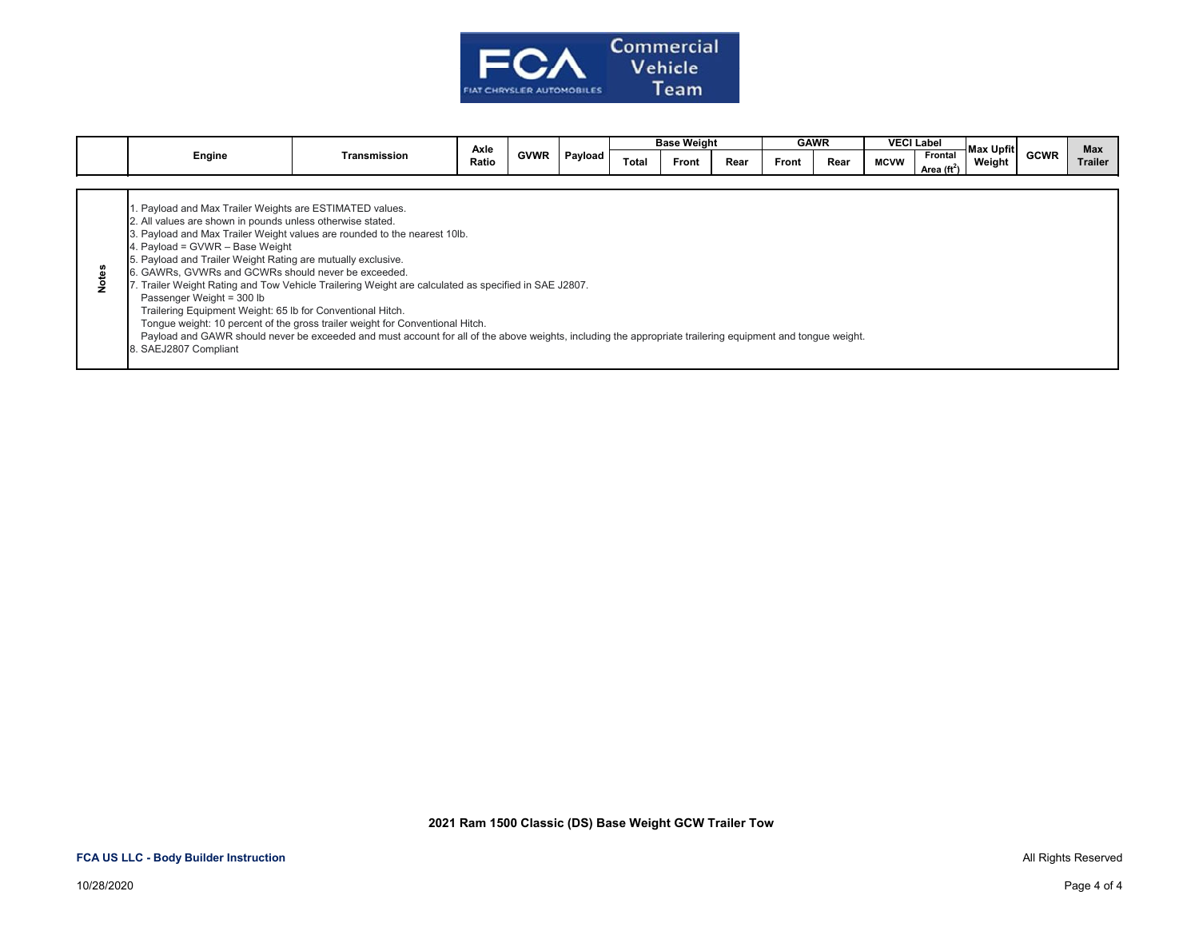| | Engine | Transmission | Axle Ratio | GVWR | Payload | Base Weight | | | GAWR | | VECI Label | | Max Upfit Weight | GCWR | Max Trailer |
|---|---|---|---|---|---|---|---|---|---|---|---|---|---|---|---|
| | | | | | | Total | Front | Rear | Front | Rear | MCVW | Frontal Area ($ft^2$) | | | |

**Notes**

1. Payload and Max Trailer Weights are ESTIMATED values.
2. All values are shown in pounds unless otherwise stated.
3. Payload and Max Trailer Weight values are rounded to the nearest 10lb.
4. Payload = GVWR – Base Weight
5. Payload and Trailer Weight Rating are mutually exclusive.
6. GAWRs, GVWRs and GCWRs should never be exceeded.
7. Trailer Weight Rating and Tow Vehicle Trailering Weight are calculated as specified in SAE J2807.
   Passenger Weight = 300 lb
   Trailering Equipment Weight: 65 lb for Conventional Hitch.
   Tongue weight: 10 percent of the gross trailer weight for Conventional Hitch.
   Payload and GAWR should never be exceeded and must account for all of the above weights, including the appropriate trailering equipment and tongue weight.
8. SAEJ2807 Compliant

**2021 Ram 1500 Classic (DS) Base Weight GCW Trailer Tow**